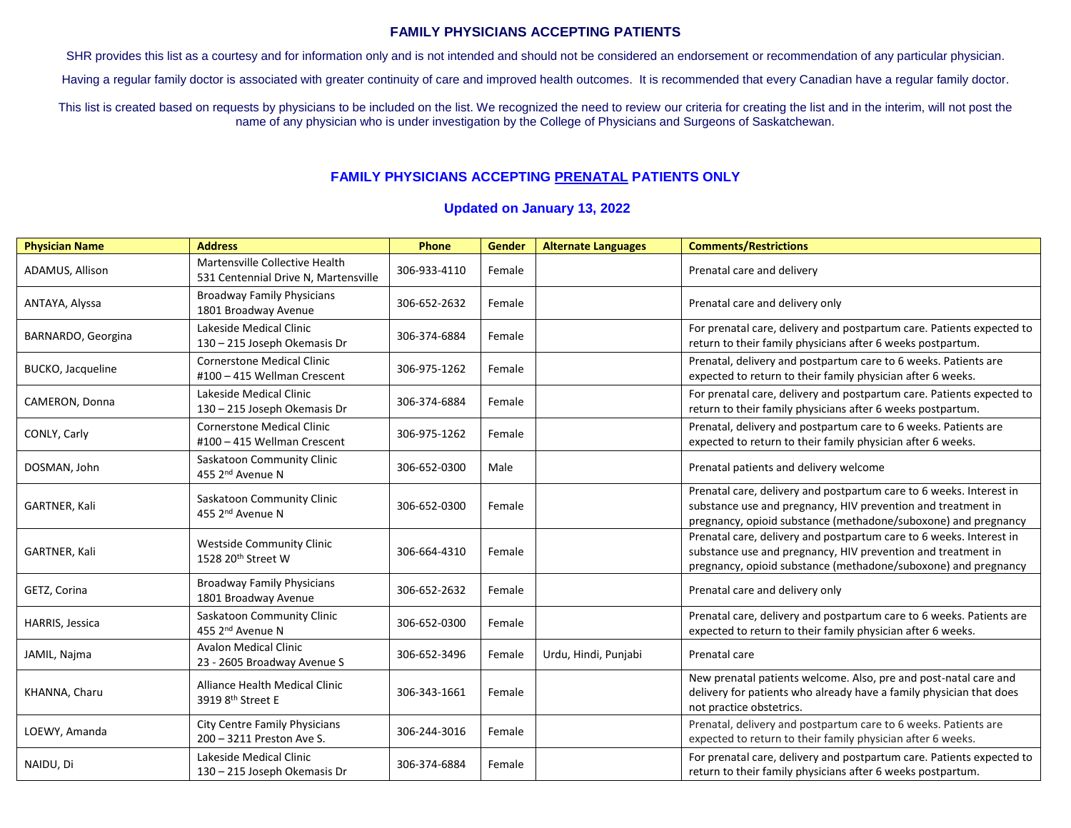# FAMILY PHYSICIANS ACCEPTING PATIENTS

SHR provides this list as a courtesy and for information only and is not intended and should not be considered an endorsement or recommendation of any particular physician.

Having a regular family doctor is associated with greater continuity of care and improved health outcomes. It is recommended that every Canadian have a regular family doctor.

This list is created based on requests by physicians to be included on the list. We recognized the need to review our criteria for creating the list and in the interim, will not post the name of any physician who is under investigation by the College of Physicians and Surgeons of Saskatchewan.

## FAMILY PHYSICIANS ACCEPTING PRENATAL PATIENTS ONLY

### Updated on January 13, 2022

| Physician Name | Address | Phone | Gender | Alternate Languages | Comments/Restrictions |
|---|---|---|---|---|---|
| ADAMUS, Allison | Martensville Collective Health<br>531 Centennial Drive N, Martensville | 306-933-4110 | Female | | Prenatal care and delivery |
| ANTAYA, Alyssa | Broadway Family Physicians<br>1801 Broadway Avenue | 306-652-2632 | Female | | Prenatal care and delivery only |
| BARNARDO, Georgina | Lakeside Medical Clinic<br>130 – 215 Joseph Okemasis Dr | 306-374-6884 | Female | | For prenatal care, delivery and postpartum care. Patients expected to return to their family physicians after 6 weeks postpartum. |
| BUCKO, Jacqueline | Cornerstone Medical Clinic<br>#100 – 415 Wellman Crescent | 306-975-1262 | Female | | Prenatal, delivery and postpartum care to 6 weeks. Patients are expected to return to their family physician after 6 weeks. |
| CAMERON, Donna | Lakeside Medical Clinic<br>130 – 215 Joseph Okemasis Dr | 306-374-6884 | Female | | For prenatal care, delivery and postpartum care. Patients expected to return to their family physicians after 6 weeks postpartum. |
| CONLY, Carly | Cornerstone Medical Clinic<br>#100 – 415 Wellman Crescent | 306-975-1262 | Female | | Prenatal, delivery and postpartum care to 6 weeks. Patients are expected to return to their family physician after 6 weeks. |
| DOSMAN, John | Saskatoon Community Clinic<br>455 2nd Avenue N | 306-652-0300 | Male | | Prenatal patients and delivery welcome |
| GARTNER, Kali | Saskatoon Community Clinic<br>455 2nd Avenue N | 306-652-0300 | Female | | Prenatal care, delivery and postpartum care to 6 weeks. Interest in substance use and pregnancy, HIV prevention and treatment in pregnancy, opioid substance (methadone/suboxone) and pregnancy |
| GARTNER, Kali | Westside Community Clinic<br>1528 20th Street W | 306-664-4310 | Female | | Prenatal care, delivery and postpartum care to 6 weeks. Interest in substance use and pregnancy, HIV prevention and treatment in pregnancy, opioid substance (methadone/suboxone) and pregnancy |
| GETZ, Corina | Broadway Family Physicians<br>1801 Broadway Avenue | 306-652-2632 | Female | | Prenatal care and delivery only |
| HARRIS, Jessica | Saskatoon Community Clinic<br>455 2nd Avenue N | 306-652-0300 | Female | | Prenatal care, delivery and postpartum care to 6 weeks. Patients are expected to return to their family physician after 6 weeks. |
| JAMIL, Najma | Avalon Medical Clinic<br>23 - 2605 Broadway Avenue S | 306-652-3496 | Female | Urdu, Hindi, Punjabi | Prenatal care |
| KHANNA, Charu | Alliance Health Medical Clinic<br>3919 8th Street E | 306-343-1661 | Female | | New prenatal patients welcome. Also, pre and post-natal care and delivery for patients who already have a family physician that does not practice obstetrics. |
| LOEWY, Amanda | City Centre Family Physicians<br>200 – 3211 Preston Ave S. | 306-244-3016 | Female | | Prenatal, delivery and postpartum care to 6 weeks. Patients are expected to return to their family physician after 6 weeks. |
| NAIDU, Di | Lakeside Medical Clinic<br>130 – 215 Joseph Okemasis Dr | 306-374-6884 | Female | | For prenatal care, delivery and postpartum care. Patients expected to return to their family physicians after 6 weeks postpartum. |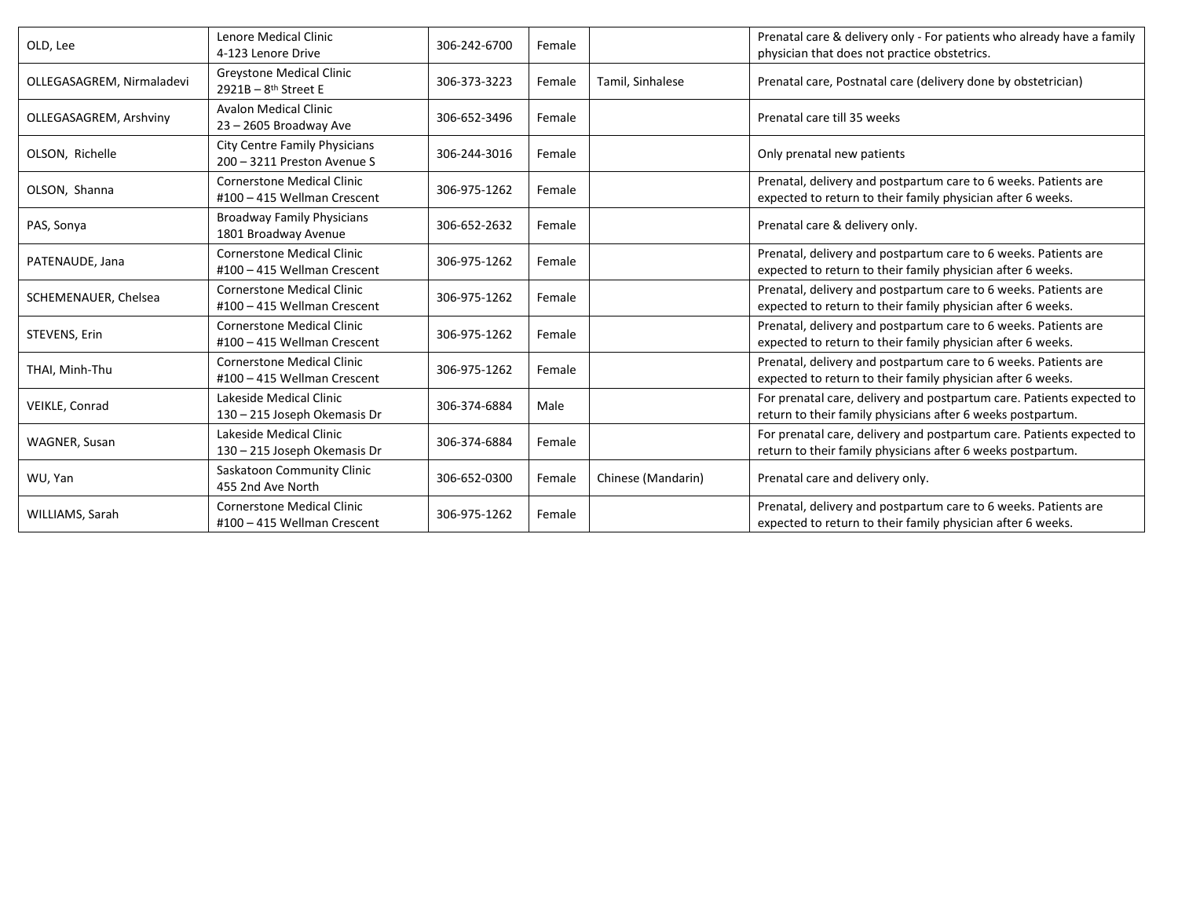| | | | | | |
|---|---|---|---|---|---|
| OLD, Lee | Lenore Medical Clinic<br>4-123 Lenore Drive | 306-242-6700 | Female | | Prenatal care & delivery only - For patients who already have a family physician that does not practice obstetrics. |
| OLLEGASAGREM, Nirmaladevi | Greystone Medical Clinic<br>2921B – 8th Street E | 306-373-3223 | Female | Tamil, Sinhalese | Prenatal care, Postnatal care (delivery done by obstetrician) |
| OLLEGASAGREM, Arshviny | Avalon Medical Clinic<br>23 – 2605 Broadway Ave | 306-652-3496 | Female | | Prenatal care till 35 weeks |
| OLSON, Richelle | City Centre Family Physicians<br>200 – 3211 Preston Avenue S | 306-244-3016 | Female | | Only prenatal new patients |
| OLSON, Shanna | Cornerstone Medical Clinic<br>#100 – 415 Wellman Crescent | 306-975-1262 | Female | | Prenatal, delivery and postpartum care to 6 weeks. Patients are expected to return to their family physician after 6 weeks. |
| PAS, Sonya | Broadway Family Physicians<br>1801 Broadway Avenue | 306-652-2632 | Female | | Prenatal care & delivery only. |
| PATENAUDE, Jana | Cornerstone Medical Clinic<br>#100 – 415 Wellman Crescent | 306-975-1262 | Female | | Prenatal, delivery and postpartum care to 6 weeks. Patients are expected to return to their family physician after 6 weeks. |
| SCHEMENAUER, Chelsea | Cornerstone Medical Clinic<br>#100 – 415 Wellman Crescent | 306-975-1262 | Female | | Prenatal, delivery and postpartum care to 6 weeks. Patients are expected to return to their family physician after 6 weeks. |
| STEVENS, Erin | Cornerstone Medical Clinic<br>#100 – 415 Wellman Crescent | 306-975-1262 | Female | | Prenatal, delivery and postpartum care to 6 weeks. Patients are expected to return to their family physician after 6 weeks. |
| THAI, Minh-Thu | Cornerstone Medical Clinic<br>#100 – 415 Wellman Crescent | 306-975-1262 | Female | | Prenatal, delivery and postpartum care to 6 weeks. Patients are expected to return to their family physician after 6 weeks. |
| VEIKLE, Conrad | Lakeside Medical Clinic<br>130 – 215 Joseph Okemasis Dr | 306-374-6884 | Male | | For prenatal care, delivery and postpartum care. Patients expected to return to their family physicians after 6 weeks postpartum. |
| WAGNER, Susan | Lakeside Medical Clinic<br>130 – 215 Joseph Okemasis Dr | 306-374-6884 | Female | | For prenatal care, delivery and postpartum care. Patients expected to return to their family physicians after 6 weeks postpartum. |
| WU, Yan | Saskatoon Community Clinic<br>455 2nd Ave North | 306-652-0300 | Female | Chinese (Mandarin) | Prenatal care and delivery only. |
| WILLIAMS, Sarah | Cornerstone Medical Clinic<br>#100 – 415 Wellman Crescent | 306-975-1262 | Female | | Prenatal, delivery and postpartum care to 6 weeks. Patients are expected to return to their family physician after 6 weeks. |